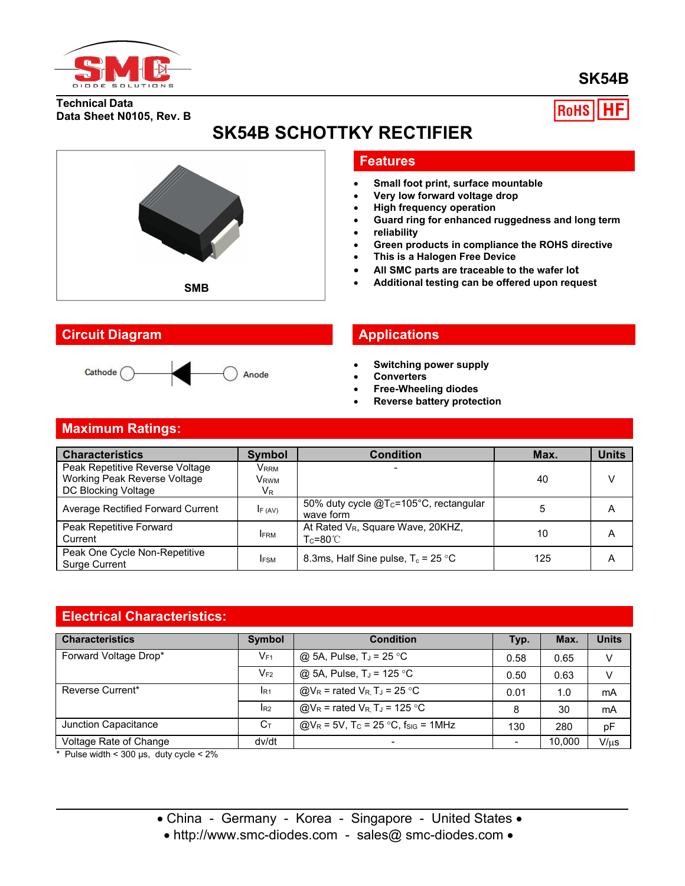SK54B

Technical Data
Data Sheet N0105, Rev. B

RoHS HF

# SK54B SCHOTTKY RECTIFIER

SMB

## Features

- Small foot print, surface mountable
- Very low forward voltage drop
- High frequency operation
- Guard ring for enhanced ruggedness and long term
- reliability
- Green products in compliance the ROHS directive
- This is a Halogen Free Device
- All SMC parts are traceable to the wafer lot
- Additional testing can be offered upon request

## Circuit Diagram

Cathode — Anode

## Applications

- Switching power supply
- Converters
- Free-Wheeling diodes
- Reverse battery protection

## Maximum Ratings:

| Characteristics | Symbol | Condition | Max. | Units |
|---|---|---|---|---|
| Peak Repetitive Reverse Voltage<br>Working Peak Reverse Voltage<br>DC Blocking Voltage | $V_{RRM}$<br>$V_{RWM}$<br>$V_R$ | - | 40 | V |
| Average Rectified Forward Current | $I_{F\ (AV)}$ | 50% duty cycle @$T_C$=105°C, rectangular wave form | 5 | A |
| Peak Repetitive Forward Current | $I_{FRM}$ | At Rated $V_R$, Square Wave, 20KHZ, $T_C$=80℃ | 10 | A |
| Peak One Cycle Non-Repetitive Surge Current | $I_{FSM}$ | 8.3ms, Half Sine pulse, $T_c$ = 25 °C | 125 | A |

## Electrical Characteristics:

| Characteristics | Symbol | Condition | Typ. | Max. | Units |
|---|---|---|---|---|---|
| Forward Voltage Drop* | $V_{F1}$ | @ 5A, Pulse, $T_J$ = 25 °C | 0.58 | 0.65 | V |
| | $V_{F2}$ | @ 5A, Pulse, $T_J$ = 125 °C | 0.50 | 0.63 | V |
| Reverse Current* | $I_{R1}$ | @$V_R$ = rated $V_R$, $T_J$ = 25 °C | 0.01 | 1.0 | mA |
| | $I_{R2}$ | @$V_R$ = rated $V_R$, $T_J$ = 125 °C | 8 | 30 | mA |
| Junction Capacitance | $C_T$ | @$V_R$ = 5V, $T_C$ = 25 °C, $f_{SIG}$ = 1MHz | 130 | 280 | pF |
| Voltage Rate of Change | dv/dt | - | - | 10,000 | V/μs |

\* Pulse width < 300 μs, duty cycle < 2%

• China - Germany - Korea - Singapore - United States •
• http://www.smc-diodes.com - sales@ smc-diodes.com •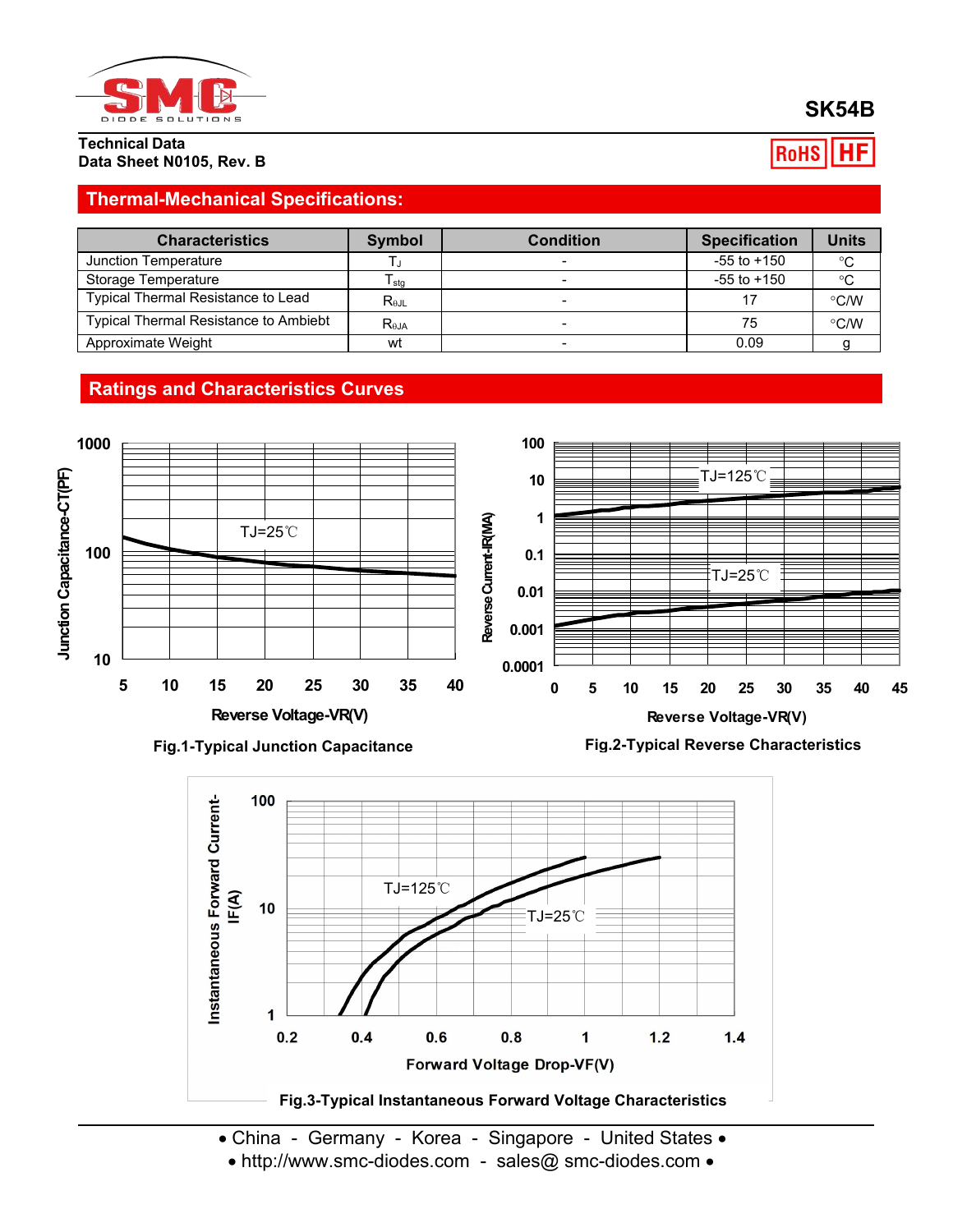**SK54B**

**Technical Data**
**Data Sheet N0105, Rev. B**

## Thermal-Mechanical Specifications:

| Characteristics | Symbol | Condition | Specification | Units |
|---|---|---|---|---|
| Junction Temperature | $T_J$ | - | -55 to +150 | °C |
| Storage Temperature | $T_{stg}$ | - | -55 to +150 | °C |
| Typical Thermal Resistance to Lead | $R_{\theta JL}$ | - | 17 | °C/W |
| Typical Thermal Resistance to Ambiebt | $R_{\theta JA}$ | - | 75 | °C/W |
| Approximate Weight | wt | - | 0.09 | g |

## Ratings and Characteristics Curves

Fig.1-Typical Junction Capacitance

Fig.2-Typical Reverse Characteristics

Fig.3-Typical Instantaneous Forward Voltage Characteristics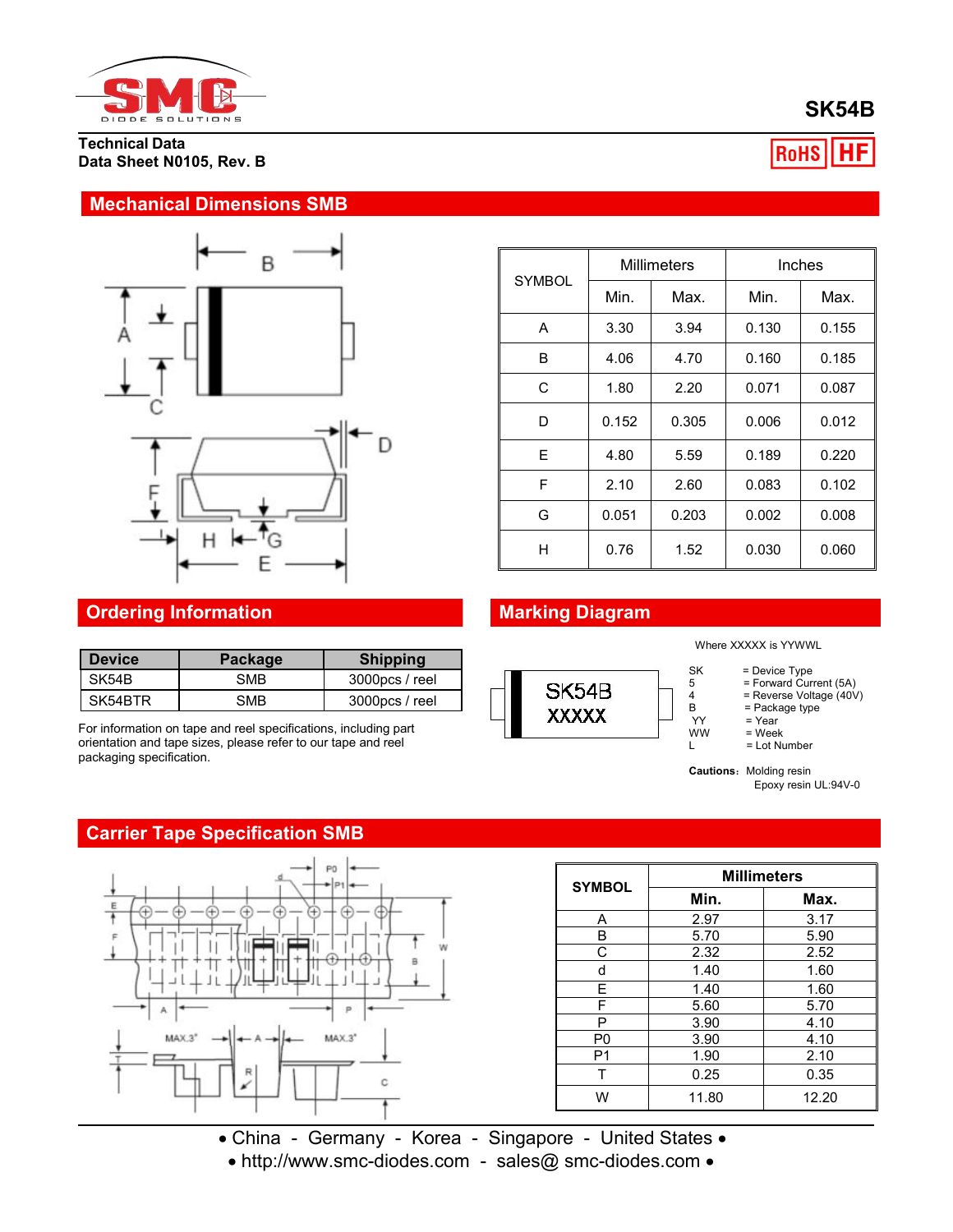# SK54B

**Technical Data**
**Data Sheet N0105, Rev. B**

RoHS HF

## Mechanical Dimensions SMB

| SYMBOL | Millimeters | | Inches | |
|---|---|---|---|---|
| | Min. | Max. | Min. | Max. |
| A | 3.30 | 3.94 | 0.130 | 0.155 |
| B | 4.06 | 4.70 | 0.160 | 0.185 |
| C | 1.80 | 2.20 | 0.071 | 0.087 |
| D | 0.152 | 0.305 | 0.006 | 0.012 |
| E | 4.80 | 5.59 | 0.189 | 0.220 |
| F | 2.10 | 2.60 | 0.083 | 0.102 |
| G | 0.051 | 0.203 | 0.002 | 0.008 |
| H | 0.76 | 1.52 | 0.030 | 0.060 |

## Ordering Information

| Device | Package | Shipping |
|---|---|---|
| SK54B | SMB | 3000pcs / reel |
| SK54BTR | SMB | 3000pcs / reel |

For information on tape and reel specifications, including part orientation and tape sizes, please refer to our tape and reel packaging specification.

## Marking Diagram

SK54B
XXXXX

Where XXXXX is YYWWL

- SK = Device Type
- 5 = Forward Current (5A)
- 4 = Reverse Voltage (40V)
- B = Package type
- YY = Year
- WW = Week
- L = Lot Number

**Cautions:** Molding resin
Epoxy resin UL:94V-0

## Carrier Tape Specification SMB

| SYMBOL | Millimeters | |
|---|---|---|
| | Min. | Max. |
| A | 2.97 | 3.17 |
| B | 5.70 | 5.90 |
| C | 2.32 | 2.52 |
| d | 1.40 | 1.60 |
| E | 1.40 | 1.60 |
| F | 5.60 | 5.70 |
| P | 3.90 | 4.10 |
| P0 | 3.90 | 4.10 |
| P1 | 1.90 | 2.10 |
| T | 0.25 | 0.35 |
| W | 11.80 | 12.20 |

• China - Germany - Korea - Singapore - United States •
• http://www.smc-diodes.com - sales@ smc-diodes.com •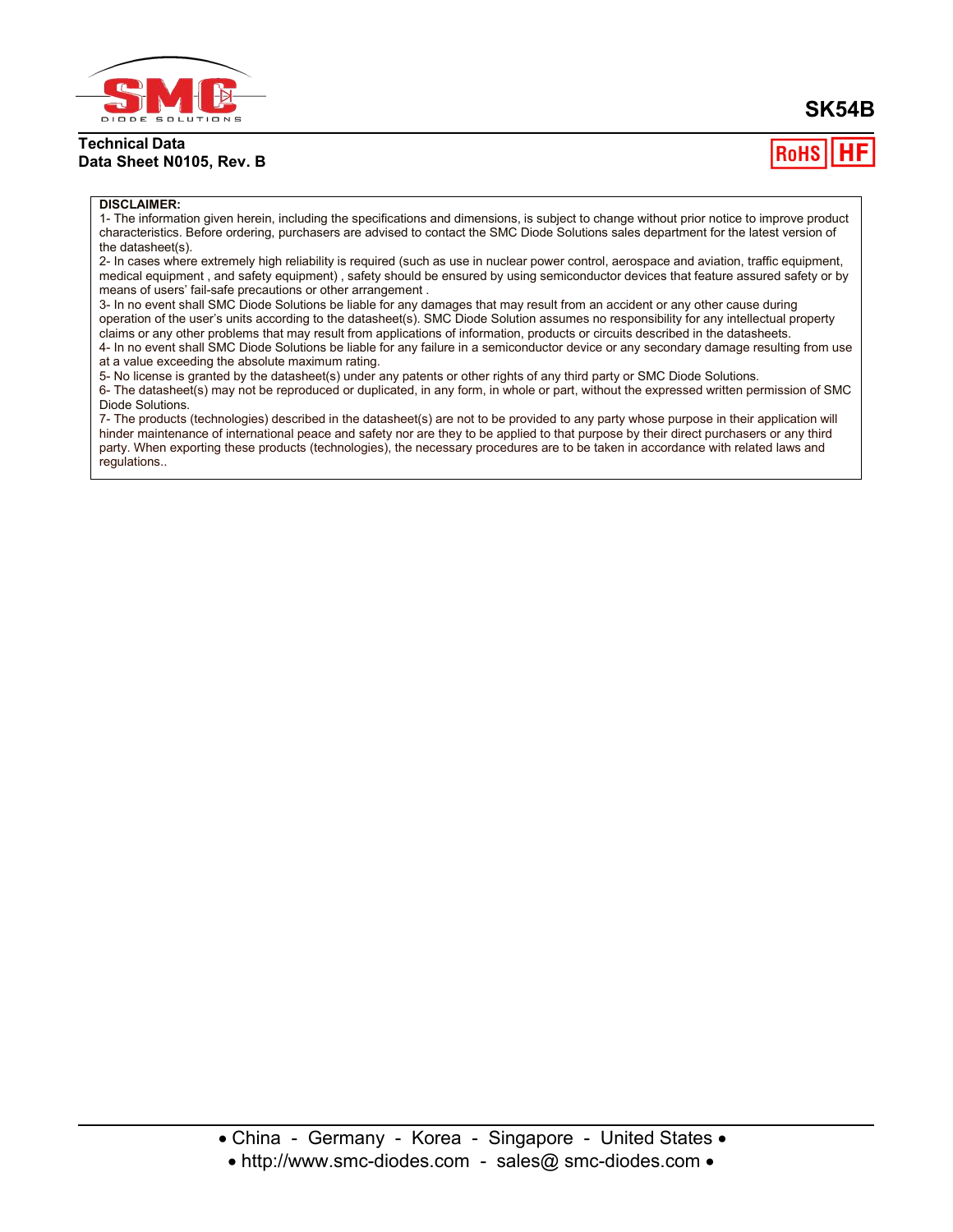**SK54B**

**Technical Data**
**Data Sheet N0105, Rev. B**

RoHS HF

**DISCLAIMER:**

1- The information given herein, including the specifications and dimensions, is subject to change without prior notice to improve product characteristics. Before ordering, purchasers are advised to contact the SMC Diode Solutions sales department for the latest version of the datasheet(s).
2- In cases where extremely high reliability is required (such as use in nuclear power control, aerospace and aviation, traffic equipment, medical equipment , and safety equipment) , safety should be ensured by using semiconductor devices that feature assured safety or by means of users' fail-safe precautions or other arrangement .
3- In no event shall SMC Diode Solutions be liable for any damages that may result from an accident or any other cause during operation of the user's units according to the datasheet(s). SMC Diode Solution assumes no responsibility for any intellectual property claims or any other problems that may result from applications of information, products or circuits described in the datasheets.
4- In no event shall SMC Diode Solutions be liable for any failure in a semiconductor device or any secondary damage resulting from use at a value exceeding the absolute maximum rating.
5- No license is granted by the datasheet(s) under any patents or other rights of any third party or SMC Diode Solutions.
6- The datasheet(s) may not be reproduced or duplicated, in any form, in whole or part, without the expressed written permission of SMC Diode Solutions.
7- The products (technologies) described in the datasheet(s) are not to be provided to any party whose purpose in their application will hinder maintenance of international peace and safety nor are they to be applied to that purpose by their direct purchasers or any third party. When exporting these products (technologies), the necessary procedures are to be taken in accordance with related laws and regulations..